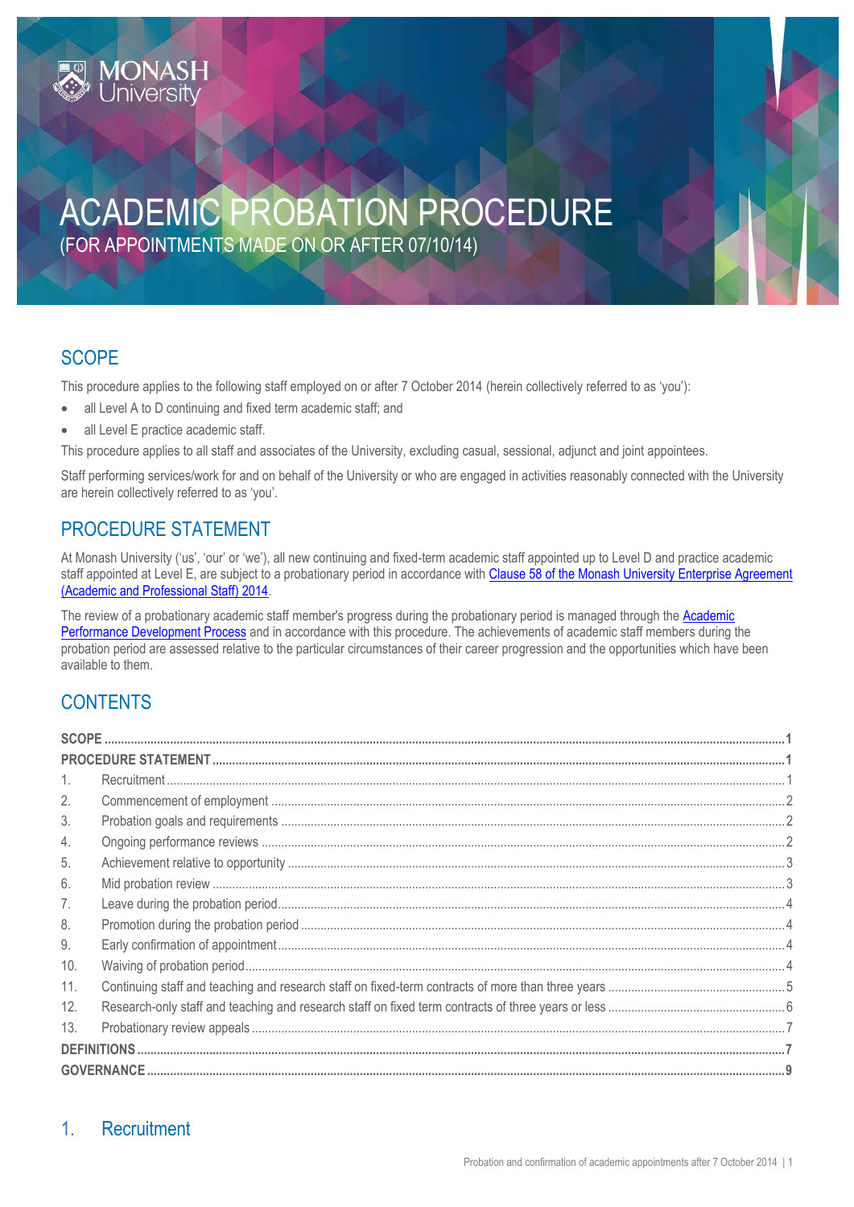MONASH University

# ACADEMIC PROBATION PROCEDURE

(FOR APPOINTMENTS MADE ON OR AFTER 07/10/14)

## SCOPE

This procedure applies to the following staff employed on or after 7 October 2014 (herein collectively referred to as 'you'):

- all Level A to D continuing and fixed term academic staff; and
- all Level E practice academic staff.

This procedure applies to all staff and associates of the University, excluding casual, sessional, adjunct and joint appointees.

Staff performing services/work for and on behalf of the University or who are engaged in activities reasonably connected with the University are herein collectively referred to as 'you'.

## PROCEDURE STATEMENT

At Monash University ('us', 'our' or 'we'), all new continuing and fixed-term academic staff appointed up to Level D and practice academic staff appointed at Level E, are subject to a probationary period in accordance with [Clause 58 of the Monash University Enterprise Agreement (Academic and Professional Staff) 2014]().

The review of a probationary academic staff member's progress during the probationary period is managed through the [Academic Performance Development Process]() and in accordance with this procedure. The achievements of academic staff members during the probation period are assessed relative to the particular circumstances of their career progression and the opportunities which have been available to them.

## CONTENTS

| | | |
|---|---|---|
| **SCOPE** | | **1** |
| **PROCEDURE STATEMENT** | | **1** |
| 1. | Recruitment | 1 |
| 2. | Commencement of employment | 2 |
| 3. | Probation goals and requirements | 2 |
| 4. | Ongoing performance reviews | 2 |
| 5. | Achievement relative to opportunity | 3 |
| 6. | Mid probation review | 3 |
| 7. | Leave during the probation period | 4 |
| 8. | Promotion during the probation period | 4 |
| 9. | Early confirmation of appointment | 4 |
| 10. | Waiving of probation period | 4 |
| 11. | Continuing staff and teaching and research staff on fixed-term contracts of more than three years | 5 |
| 12. | Research-only staff and teaching and research staff on fixed term contracts of three years or less | 6 |
| 13. | Probationary review appeals | 7 |
| **DEFINITIONS** | | **7** |
| **GOVERNANCE** | | **9** |

## 1. Recruitment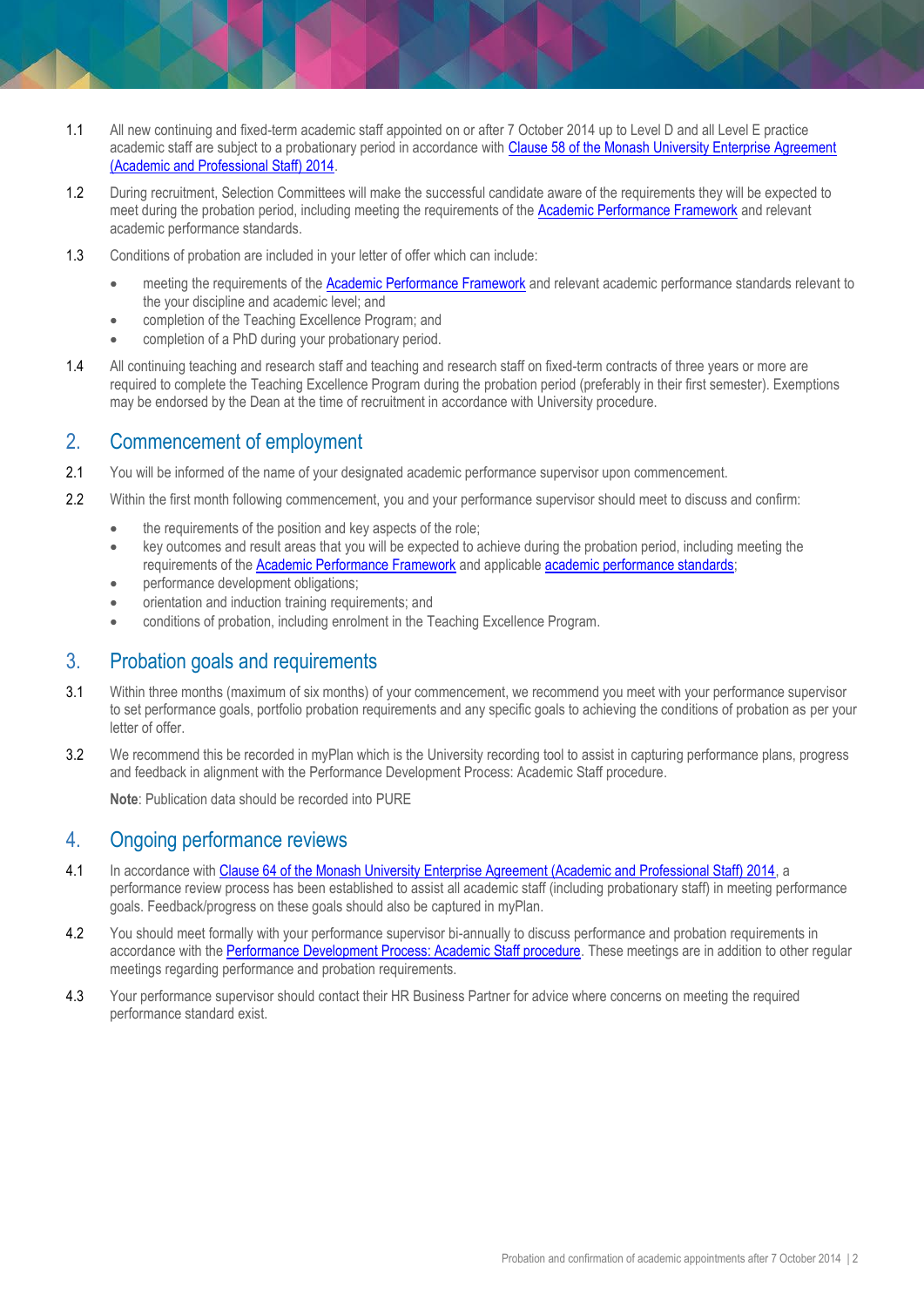1.1 All new continuing and fixed-term academic staff appointed on or after 7 October 2014 up to Level D and all Level E practice academic staff are subject to a probationary period in accordance with Clause 58 of the Monash University Enterprise Agreement (Academic and Professional Staff) 2014.

1.2 During recruitment, Selection Committees will make the successful candidate aware of the requirements they will be expected to meet during the probation period, including meeting the requirements of the Academic Performance Framework and relevant academic performance standards.

1.3 Conditions of probation are included in your letter of offer which can include:

- meeting the requirements of the Academic Performance Framework and relevant academic performance standards relevant to the your discipline and academic level; and
- completion of the Teaching Excellence Program; and
- completion of a PhD during your probationary period.

1.4 All continuing teaching and research staff and teaching and research staff on fixed-term contracts of three years or more are required to complete the Teaching Excellence Program during the probation period (preferably in their first semester). Exemptions may be endorsed by the Dean at the time of recruitment in accordance with University procedure.

## 2. Commencement of employment

2.1 You will be informed of the name of your designated academic performance supervisor upon commencement.

2.2 Within the first month following commencement, you and your performance supervisor should meet to discuss and confirm:

- the requirements of the position and key aspects of the role;
- key outcomes and result areas that you will be expected to achieve during the probation period, including meeting the requirements of the Academic Performance Framework and applicable academic performance standards;
- performance development obligations;
- orientation and induction training requirements; and
- conditions of probation, including enrolment in the Teaching Excellence Program.

## 3. Probation goals and requirements

3.1 Within three months (maximum of six months) of your commencement, we recommend you meet with your performance supervisor to set performance goals, portfolio probation requirements and any specific goals to achieving the conditions of probation as per your letter of offer.

3.2 We recommend this be recorded in myPlan which is the University recording tool to assist in capturing performance plans, progress and feedback in alignment with the Performance Development Process: Academic Staff procedure.

**Note**: Publication data should be recorded into PURE

## 4. Ongoing performance reviews

4.1 In accordance with Clause 64 of the Monash University Enterprise Agreement (Academic and Professional Staff) 2014, a performance review process has been established to assist all academic staff (including probationary staff) in meeting performance goals. Feedback/progress on these goals should also be captured in myPlan.

4.2 You should meet formally with your performance supervisor bi-annually to discuss performance and probation requirements in accordance with the Performance Development Process: Academic Staff procedure. These meetings are in addition to other regular meetings regarding performance and probation requirements.

4.3 Your performance supervisor should contact their HR Business Partner for advice where concerns on meeting the required performance standard exist.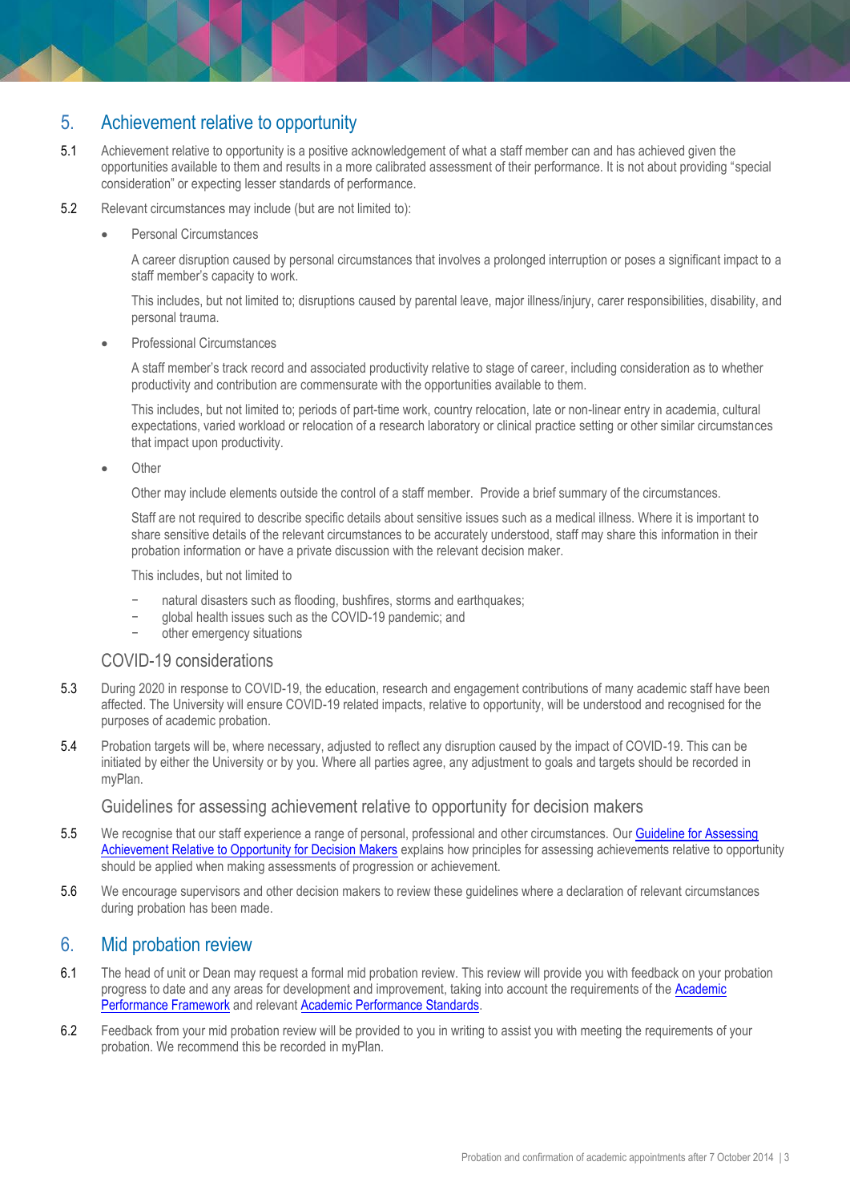## 5. Achievement relative to opportunity

5.1 Achievement relative to opportunity is a positive acknowledgement of what a staff member can and has achieved given the opportunities available to them and results in a more calibrated assessment of their performance. It is not about providing "special consideration" or expecting lesser standards of performance.

5.2 Relevant circumstances may include (but are not limited to):

- Personal Circumstances

  A career disruption caused by personal circumstances that involves a prolonged interruption or poses a significant impact to a staff member's capacity to work.

  This includes, but not limited to; disruptions caused by parental leave, major illness/injury, carer responsibilities, disability, and personal trauma.

- Professional Circumstances

  A staff member's track record and associated productivity relative to stage of career, including consideration as to whether productivity and contribution are commensurate with the opportunities available to them.

  This includes, but not limited to; periods of part-time work, country relocation, late or non-linear entry in academia, cultural expectations, varied workload or relocation of a research laboratory or clinical practice setting or other similar circumstances that impact upon productivity.

- Other

  Other may include elements outside the control of a staff member. Provide a brief summary of the circumstances.

  Staff are not required to describe specific details about sensitive issues such as a medical illness. Where it is important to share sensitive details of the relevant circumstances to be accurately understood, staff may share this information in their probation information or have a private discussion with the relevant decision maker.

  This includes, but not limited to

  - natural disasters such as flooding, bushfires, storms and earthquakes;
  - global health issues such as the COVID-19 pandemic; and
  - other emergency situations

### COVID-19 considerations

5.3 During 2020 in response to COVID-19, the education, research and engagement contributions of many academic staff have been affected. The University will ensure COVID-19 related impacts, relative to opportunity, will be understood and recognised for the purposes of academic probation.

5.4 Probation targets will be, where necessary, adjusted to reflect any disruption caused by the impact of COVID-19. This can be initiated by either the University or by you. Where all parties agree, any adjustment to goals and targets should be recorded in myPlan.

### Guidelines for assessing achievement relative to opportunity for decision makers

5.5 We recognise that our staff experience a range of personal, professional and other circumstances. Our Guideline for Assessing Achievement Relative to Opportunity for Decision Makers explains how principles for assessing achievements relative to opportunity should be applied when making assessments of progression or achievement.

5.6 We encourage supervisors and other decision makers to review these guidelines where a declaration of relevant circumstances during probation has been made.

## 6. Mid probation review

6.1 The head of unit or Dean may request a formal mid probation review. This review will provide you with feedback on your probation progress to date and any areas for development and improvement, taking into account the requirements of the Academic Performance Framework and relevant Academic Performance Standards.

6.2 Feedback from your mid probation review will be provided to you in writing to assist you with meeting the requirements of your probation. We recommend this be recorded in myPlan.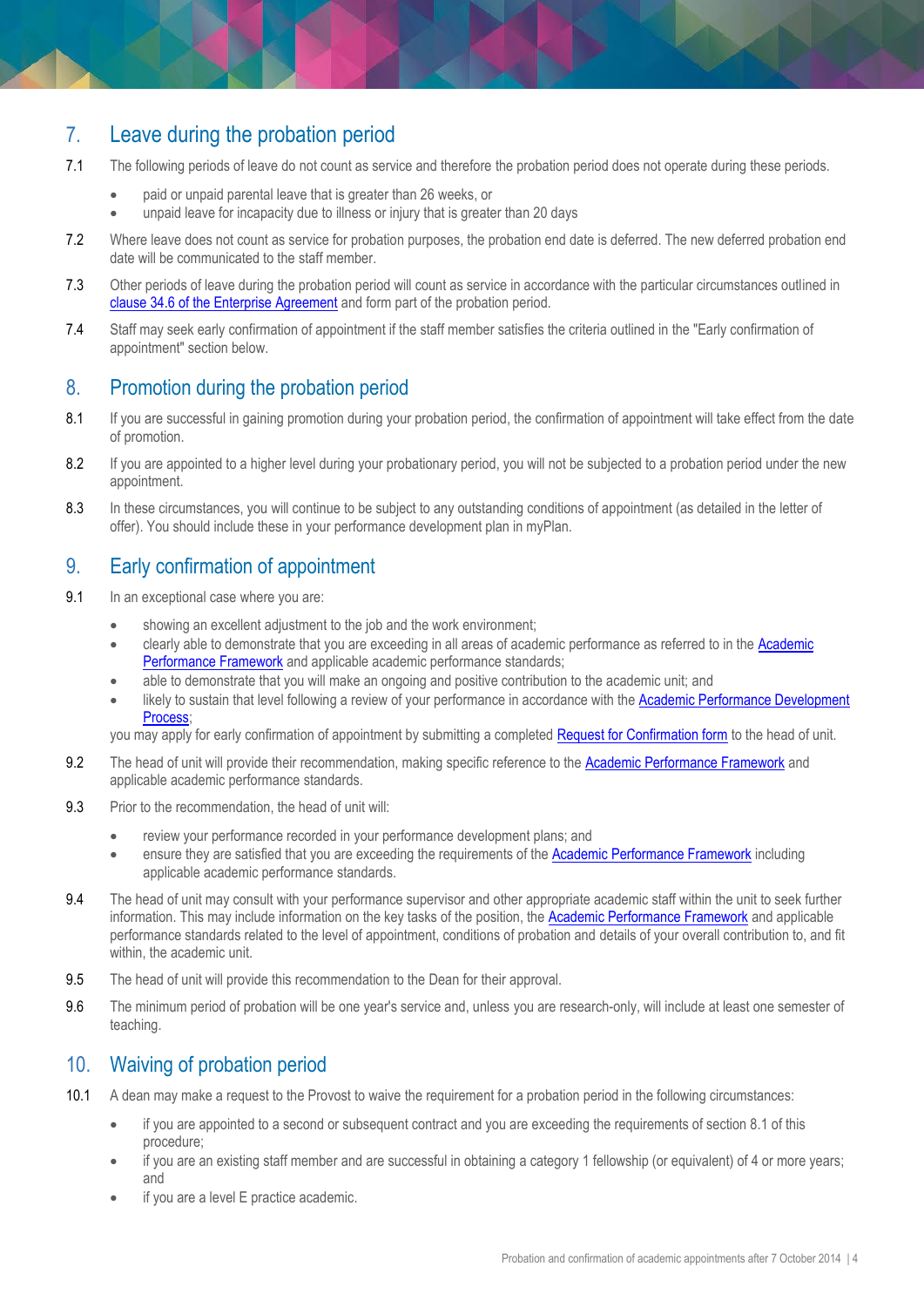## 7. Leave during the probation period

7.1 The following periods of leave do not count as service and therefore the probation period does not operate during these periods.

- paid or unpaid parental leave that is greater than 26 weeks, or
- unpaid leave for incapacity due to illness or injury that is greater than 20 days

7.2 Where leave does not count as service for probation purposes, the probation end date is deferred. The new deferred probation end date will be communicated to the staff member.

7.3 Other periods of leave during the probation period will count as service in accordance with the particular circumstances outlined in clause 34.6 of the Enterprise Agreement and form part of the probation period.

7.4 Staff may seek early confirmation of appointment if the staff member satisfies the criteria outlined in the "Early confirmation of appointment" section below.

## 8. Promotion during the probation period

8.1 If you are successful in gaining promotion during your probation period, the confirmation of appointment will take effect from the date of promotion.

8.2 If you are appointed to a higher level during your probationary period, you will not be subjected to a probation period under the new appointment.

8.3 In these circumstances, you will continue to be subject to any outstanding conditions of appointment (as detailed in the letter of offer). You should include these in your performance development plan in myPlan.

## 9. Early confirmation of appointment

9.1 In an exceptional case where you are:

- showing an excellent adjustment to the job and the work environment;
- clearly able to demonstrate that you are exceeding in all areas of academic performance as referred to in the Academic Performance Framework and applicable academic performance standards;
- able to demonstrate that you will make an ongoing and positive contribution to the academic unit; and
- likely to sustain that level following a review of your performance in accordance with the Academic Performance Development Process;

you may apply for early confirmation of appointment by submitting a completed Request for Confirmation form to the head of unit.

9.2 The head of unit will provide their recommendation, making specific reference to the Academic Performance Framework and applicable academic performance standards.

9.3 Prior to the recommendation, the head of unit will:

- review your performance recorded in your performance development plans; and
- ensure they are satisfied that you are exceeding the requirements of the Academic Performance Framework including applicable academic performance standards.

9.4 The head of unit may consult with your performance supervisor and other appropriate academic staff within the unit to seek further information. This may include information on the key tasks of the position, the Academic Performance Framework and applicable performance standards related to the level of appointment, conditions of probation and details of your overall contribution to, and fit within, the academic unit.

9.5 The head of unit will provide this recommendation to the Dean for their approval.

9.6 The minimum period of probation will be one year's service and, unless you are research-only, will include at least one semester of teaching.

## 10. Waiving of probation period

10.1 A dean may make a request to the Provost to waive the requirement for a probation period in the following circumstances:

- if you are appointed to a second or subsequent contract and you are exceeding the requirements of section 8.1 of this procedure;
- if you are an existing staff member and are successful in obtaining a category 1 fellowship (or equivalent) of 4 or more years; and
- if you are a level E practice academic.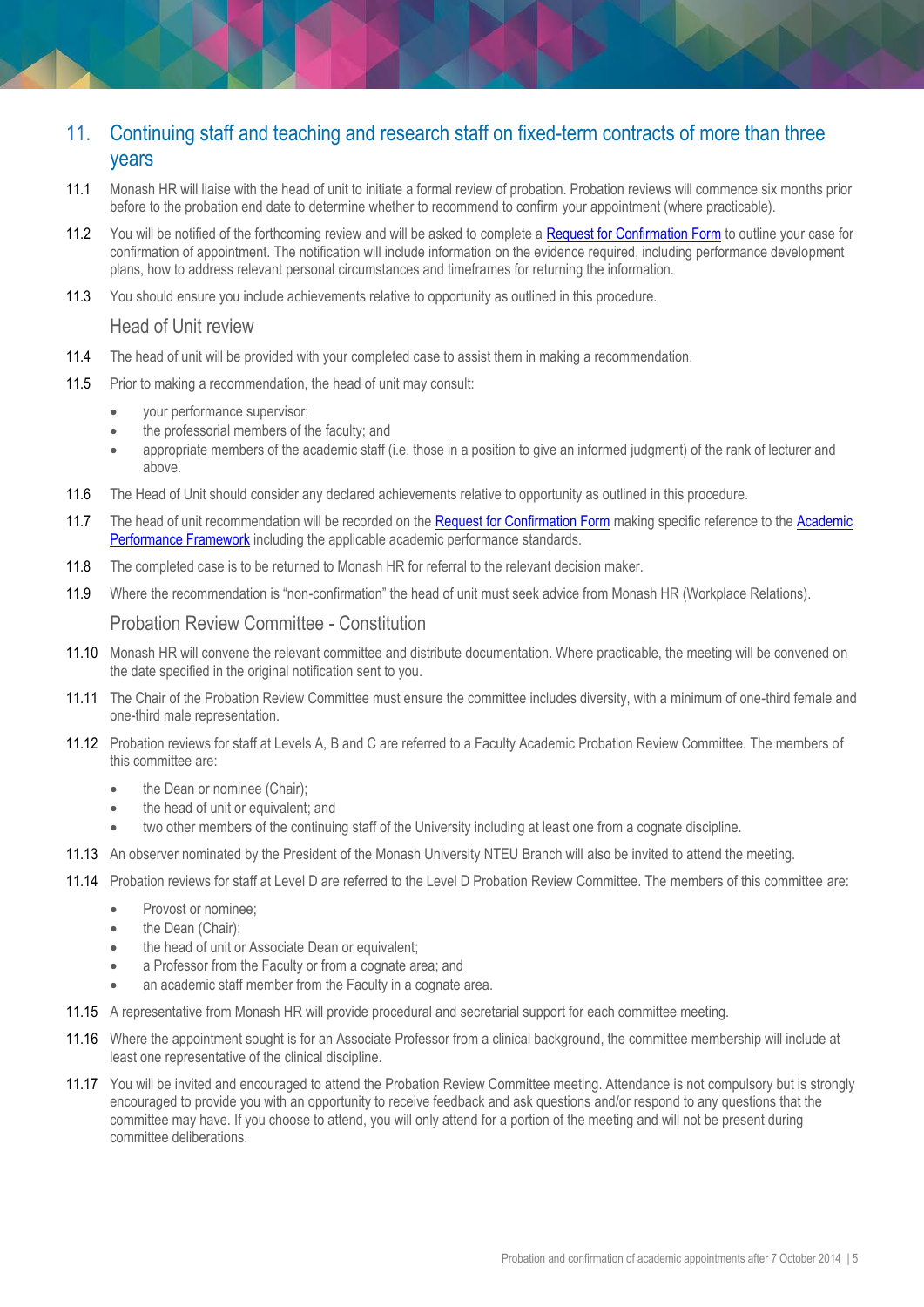## 11. Continuing staff and teaching and research staff on fixed-term contracts of more than three years

11.1 Monash HR will liaise with the head of unit to initiate a formal review of probation. Probation reviews will commence six months prior before to the probation end date to determine whether to recommend to confirm your appointment (where practicable).

11.2 You will be notified of the forthcoming review and will be asked to complete a [Request for Confirmation Form] to outline your case for confirmation of appointment. The notification will include information on the evidence required, including performance development plans, how to address relevant personal circumstances and timeframes for returning the information.

11.3 You should ensure you include achievements relative to opportunity as outlined in this procedure.

### Head of Unit review

11.4 The head of unit will be provided with your completed case to assist them in making a recommendation.

11.5 Prior to making a recommendation, the head of unit may consult:

- your performance supervisor;
- the professorial members of the faculty; and
- appropriate members of the academic staff (i.e. those in a position to give an informed judgment) of the rank of lecturer and above.

11.6 The Head of Unit should consider any declared achievements relative to opportunity as outlined in this procedure.

11.7 The head of unit recommendation will be recorded on the [Request for Confirmation Form] making specific reference to the [Academic Performance Framework] including the applicable academic performance standards.

11.8 The completed case is to be returned to Monash HR for referral to the relevant decision maker.

11.9 Where the recommendation is "non-confirmation" the head of unit must seek advice from Monash HR (Workplace Relations).

### Probation Review Committee - Constitution

11.10 Monash HR will convene the relevant committee and distribute documentation. Where practicable, the meeting will be convened on the date specified in the original notification sent to you.

11.11 The Chair of the Probation Review Committee must ensure the committee includes diversity, with a minimum of one-third female and one-third male representation.

11.12 Probation reviews for staff at Levels A, B and C are referred to a Faculty Academic Probation Review Committee. The members of this committee are:

- the Dean or nominee (Chair);
- the head of unit or equivalent; and
- two other members of the continuing staff of the University including at least one from a cognate discipline.

11.13 An observer nominated by the President of the Monash University NTEU Branch will also be invited to attend the meeting.

11.14 Probation reviews for staff at Level D are referred to the Level D Probation Review Committee. The members of this committee are:

- Provost or nominee;
- the Dean (Chair);
- the head of unit or Associate Dean or equivalent;
- a Professor from the Faculty or from a cognate area; and
- an academic staff member from the Faculty in a cognate area.

11.15 A representative from Monash HR will provide procedural and secretarial support for each committee meeting.

11.16 Where the appointment sought is for an Associate Professor from a clinical background, the committee membership will include at least one representative of the clinical discipline.

11.17 You will be invited and encouraged to attend the Probation Review Committee meeting. Attendance is not compulsory but is strongly encouraged to provide you with an opportunity to receive feedback and ask questions and/or respond to any questions that the committee may have. If you choose to attend, you will only attend for a portion of the meeting and will not be present during committee deliberations.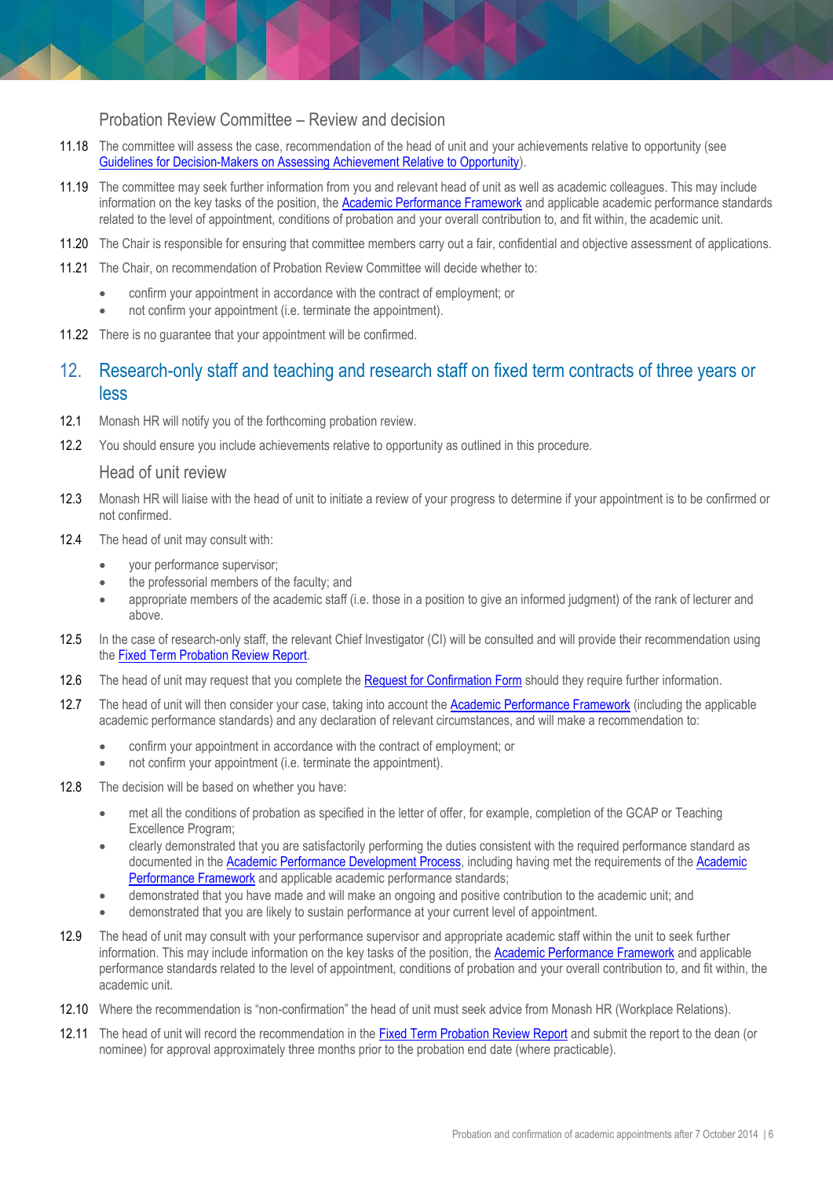### Probation Review Committee – Review and decision

11.18 The committee will assess the case, recommendation of the head of unit and your achievements relative to opportunity (see Guidelines for Decision-Makers on Assessing Achievement Relative to Opportunity).

11.19 The committee may seek further information from you and relevant head of unit as well as academic colleagues. This may include information on the key tasks of the position, the Academic Performance Framework and applicable academic performance standards related to the level of appointment, conditions of probation and your overall contribution to, and fit within, the academic unit.

11.20 The Chair is responsible for ensuring that committee members carry out a fair, confidential and objective assessment of applications.

11.21 The Chair, on recommendation of Probation Review Committee will decide whether to:

- confirm your appointment in accordance with the contract of employment; or
- not confirm your appointment (i.e. terminate the appointment).

11.22 There is no guarantee that your appointment will be confirmed.

## 12. Research-only staff and teaching and research staff on fixed term contracts of three years or less

12.1 Monash HR will notify you of the forthcoming probation review.

12.2 You should ensure you include achievements relative to opportunity as outlined in this procedure.

### Head of unit review

12.3 Monash HR will liaise with the head of unit to initiate a review of your progress to determine if your appointment is to be confirmed or not confirmed.

12.4 The head of unit may consult with:

- your performance supervisor;
- the professorial members of the faculty; and
- appropriate members of the academic staff (i.e. those in a position to give an informed judgment) of the rank of lecturer and above.

12.5 In the case of research-only staff, the relevant Chief Investigator (CI) will be consulted and will provide their recommendation using the Fixed Term Probation Review Report.

12.6 The head of unit may request that you complete the Request for Confirmation Form should they require further information.

12.7 The head of unit will then consider your case, taking into account the Academic Performance Framework (including the applicable academic performance standards) and any declaration of relevant circumstances, and will make a recommendation to:

- confirm your appointment in accordance with the contract of employment; or
- not confirm your appointment (i.e. terminate the appointment).

12.8 The decision will be based on whether you have:

- met all the conditions of probation as specified in the letter of offer, for example, completion of the GCAP or Teaching Excellence Program;
- clearly demonstrated that you are satisfactorily performing the duties consistent with the required performance standard as documented in the Academic Performance Development Process, including having met the requirements of the Academic Performance Framework and applicable academic performance standards;
- demonstrated that you have made and will make an ongoing and positive contribution to the academic unit; and
- demonstrated that you are likely to sustain performance at your current level of appointment.

12.9 The head of unit may consult with your performance supervisor and appropriate academic staff within the unit to seek further information. This may include information on the key tasks of the position, the Academic Performance Framework and applicable academic performance standards related to the level of appointment, conditions of probation and your overall contribution to, and fit within, the academic unit.

12.10 Where the recommendation is "non-confirmation" the head of unit must seek advice from Monash HR (Workplace Relations).

12.11 The head of unit will record the recommendation in the Fixed Term Probation Review Report and submit the report to the dean (or nominee) for approval approximately three months prior to the probation end date (where practicable).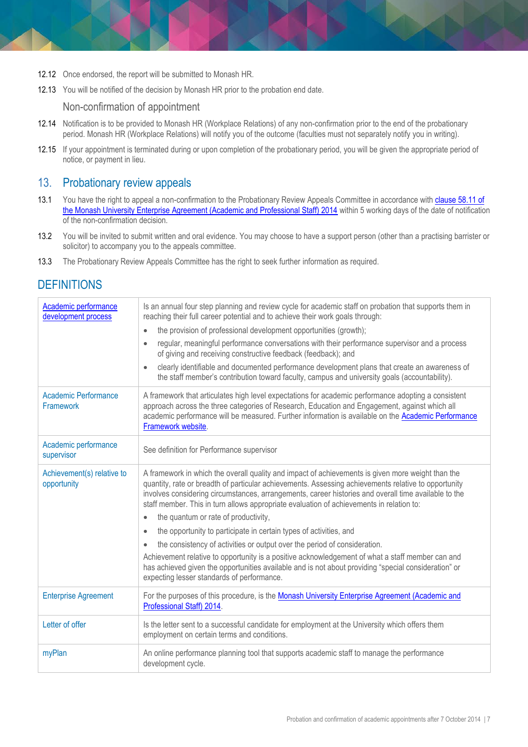12.12 Once endorsed, the report will be submitted to Monash HR.

12.13 You will be notified of the decision by Monash HR prior to the probation end date.

### Non-confirmation of appointment

12.14 Notification is to be provided to Monash HR (Workplace Relations) of any non-confirmation prior to the end of the probationary period. Monash HR (Workplace Relations) will notify you of the outcome (faculties must not separately notify you in writing).

12.15 If your appointment is terminated during or upon completion of the probationary period, you will be given the appropriate period of notice, or payment in lieu.

## 13. Probationary review appeals

13.1 You have the right to appeal a non-confirmation to the Probationary Review Appeals Committee in accordance with clause 58.11 of the Monash University Enterprise Agreement (Academic and Professional Staff) 2014 within 5 working days of the date of notification of the non-confirmation decision.

13.2 You will be invited to submit written and oral evidence. You may choose to have a support person (other than a practising barrister or solicitor) to accompany you to the appeals committee.

13.3 The Probationary Review Appeals Committee has the right to seek further information as required.

## DEFINITIONS

| Term | Definition |
|---|---|
| Academic performance development process | Is an annual four step planning and review cycle for academic staff on probation that supports them in reaching their full career potential and to achieve their work goals through:<br>• the provision of professional development opportunities (growth);<br>• regular, meaningful performance conversations with their performance supervisor and a process of giving and receiving constructive feedback (feedback); and<br>• clearly identifiable and documented performance development plans that create an awareness of the staff member's contribution toward faculty, campus and university goals (accountability). |
| Academic Performance Framework | A framework that articulates high level expectations for academic performance adopting a consistent approach across the three categories of Research, Education and Engagement, against which all academic performance will be measured. Further information is available on the Academic Performance Framework website. |
| Academic performance supervisor | See definition for Performance supervisor |
| Achievement(s) relative to opportunity | A framework in which the overall quality and impact of achievements is given more weight than the quantity, rate or breadth of particular achievements. Assessing achievements relative to opportunity involves considering circumstances, arrangements, career histories and overall time available to the staff member. This in turn allows appropriate evaluation of achievements in relation to:<br>• the quantum or rate of productivity,<br>• the opportunity to participate in certain types of activities, and<br>• the consistency of activities or output over the period of consideration.<br>Achievement relative to opportunity is a positive acknowledgement of what a staff member can and has achieved given the opportunities available and is not about providing "special consideration" or expecting lesser standards of performance. |
| Enterprise Agreement | For the purposes of this procedure, is the Monash University Enterprise Agreement (Academic and Professional Staff) 2014. |
| Letter of offer | Is the letter sent to a successful candidate for employment at the University which offers them employment on certain terms and conditions. |
| myPlan | An online performance planning tool that supports academic staff to manage the performance development cycle. |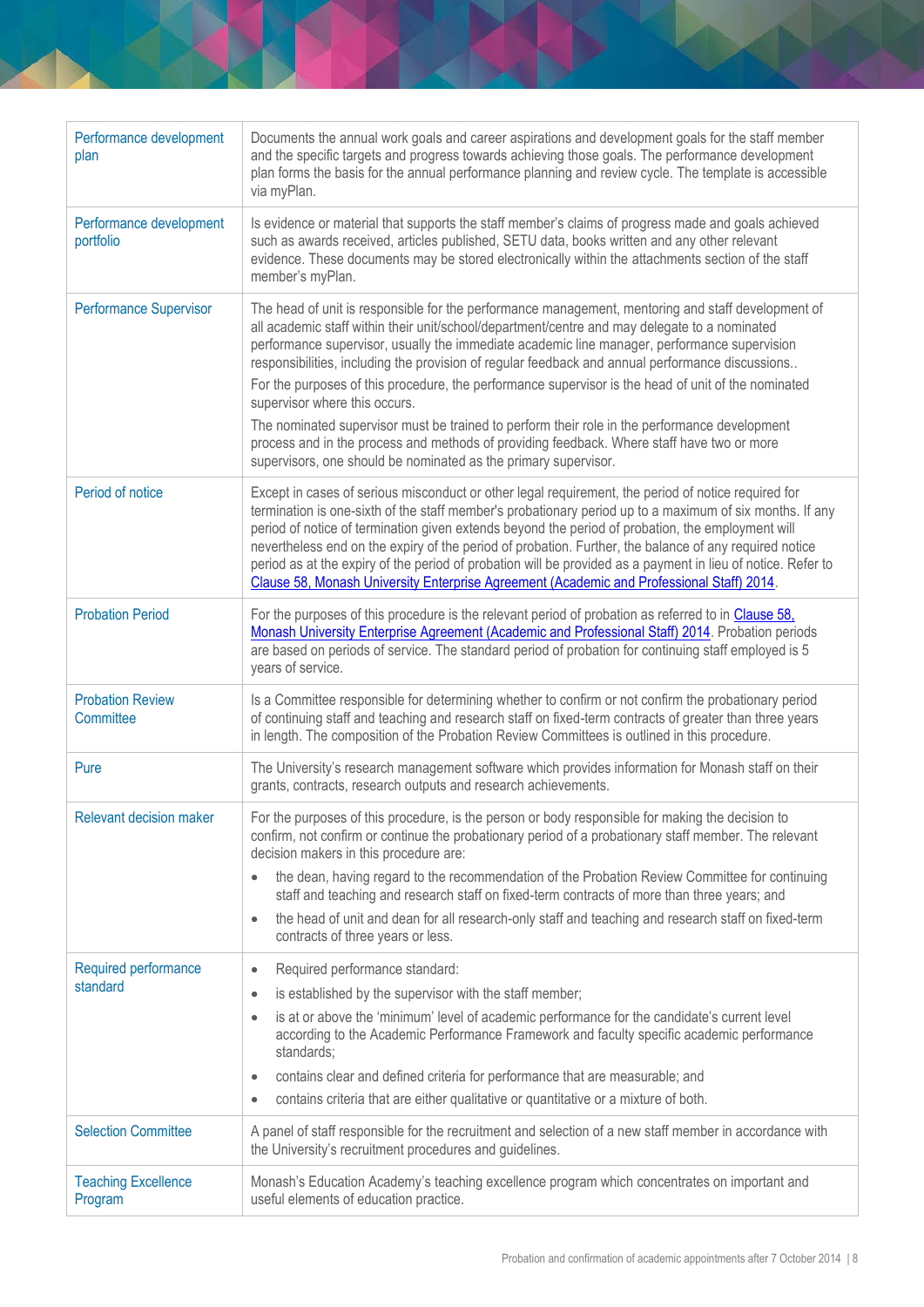| | |
|---|---|
| Performance development plan | Documents the annual work goals and career aspirations and development goals for the staff member and the specific targets and progress towards achieving those goals. The performance development plan forms the basis for the annual performance planning and review cycle. The template is accessible via myPlan. |
| Performance development portfolio | Is evidence or material that supports the staff member's claims of progress made and goals achieved such as awards received, articles published, SETU data, books written and any other relevant evidence. These documents may be stored electronically within the attachments section of the staff member's myPlan. |
| Performance Supervisor | The head of unit is responsible for the performance management, mentoring and staff development of all academic staff within their unit/school/department/centre and may delegate to a nominated performance supervisor, usually the immediate academic line manager, performance supervision responsibilities, including the provision of regular feedback and annual performance discussions..<br><br>For the purposes of this procedure, the performance supervisor is the head of unit of the nominated supervisor where this occurs.<br><br>The nominated supervisor must be trained to perform their role in the performance development process and in the process and methods of providing feedback. Where staff have two or more supervisors, one should be nominated as the primary supervisor. |
| Period of notice | Except in cases of serious misconduct or other legal requirement, the period of notice required for termination is one-sixth of the staff member's probationary period up to a maximum of six months. If any period of notice of termination given extends beyond the period of probation, the employment will nevertheless end on the expiry of the period of probation. Further, the balance of any required notice period as at the expiry of the period of probation will be provided as a payment in lieu of notice. Refer to Clause 58, Monash University Enterprise Agreement (Academic and Professional Staff) 2014. |
| Probation Period | For the purposes of this procedure is the relevant period of probation as referred to in Clause 58, Monash University Enterprise Agreement (Academic and Professional Staff) 2014. Probation periods are based on periods of service. The standard period of probation for continuing staff employed is 5 years of service. |
| Probation Review Committee | Is a Committee responsible for determining whether to confirm or not confirm the probationary period of continuing staff and teaching and research staff on fixed-term contracts of greater than three years in length. The composition of the Probation Review Committees is outlined in this procedure. |
| Pure | The University's research management software which provides information for Monash staff on their grants, contracts, research outputs and research achievements. |
| Relevant decision maker | For the purposes of this procedure, is the person or body responsible for making the decision to confirm, not confirm or continue the probationary period of a probationary staff member. The relevant decision makers in this procedure are:<br>• the dean, having regard to the recommendation of the Probation Review Committee for continuing staff and teaching and research staff on fixed-term contracts of more than three years; and<br>• the head of unit and dean for all research-only staff and teaching and research staff on fixed-term contracts of three years or less. |
| Required performance standard | • Required performance standard:<br>• is established by the supervisor with the staff member;<br>• is at or above the 'minimum' level of academic performance for the candidate's current level according to the Academic Performance Framework and faculty specific academic performance standards;<br>• contains clear and defined criteria for performance that are measurable; and<br>• contains criteria that are either qualitative or quantitative or a mixture of both. |
| Selection Committee | A panel of staff responsible for the recruitment and selection of a new staff member in accordance with the University's recruitment procedures and guidelines. |
| Teaching Excellence Program | Monash's Education Academy's teaching excellence program which concentrates on important and useful elements of education practice. |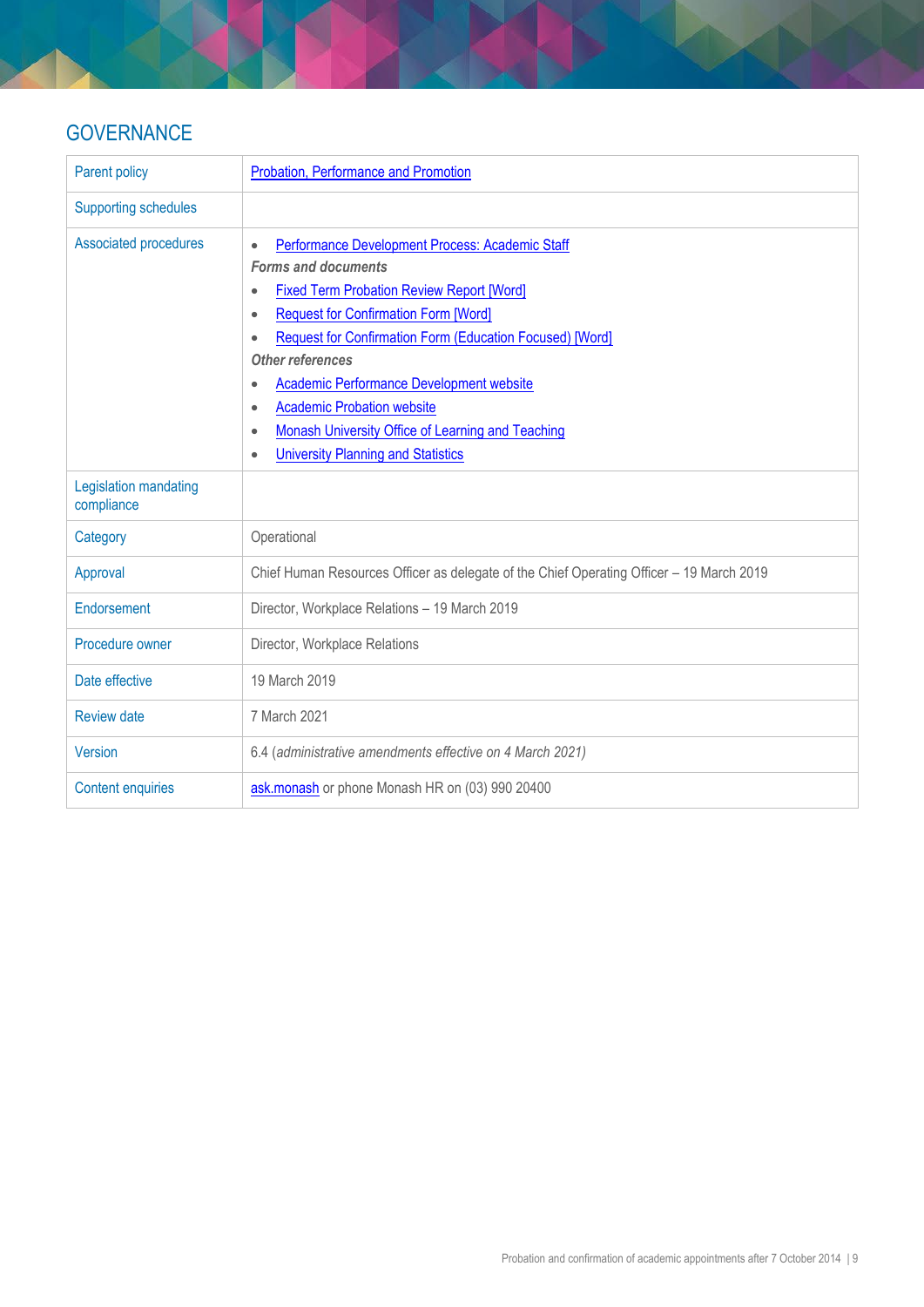## GOVERNANCE

| | |
|---|---|
| Parent policy | Probation, Performance and Promotion |
| Supporting schedules | |
| Associated procedures | • Performance Development Process: Academic Staff<br>***Forms and documents***<br>• Fixed Term Probation Review Report [Word]<br>• Request for Confirmation Form [Word]<br>• Request for Confirmation Form (Education Focused) [Word]<br>***Other references***<br>• Academic Performance Development website<br>• Academic Probation website<br>• Monash University Office of Learning and Teaching<br>• University Planning and Statistics |
| Legislation mandating compliance | |
| Category | Operational |
| Approval | Chief Human Resources Officer as delegate of the Chief Operating Officer – 19 March 2019 |
| Endorsement | Director, Workplace Relations – 19 March 2019 |
| Procedure owner | Director, Workplace Relations |
| Date effective | 19 March 2019 |
| Review date | 7 March 2021 |
| Version | 6.4 (*administrative amendments effective on 4 March 2021)* |
| Content enquiries | ask.monash or phone Monash HR on (03) 990 20400 |